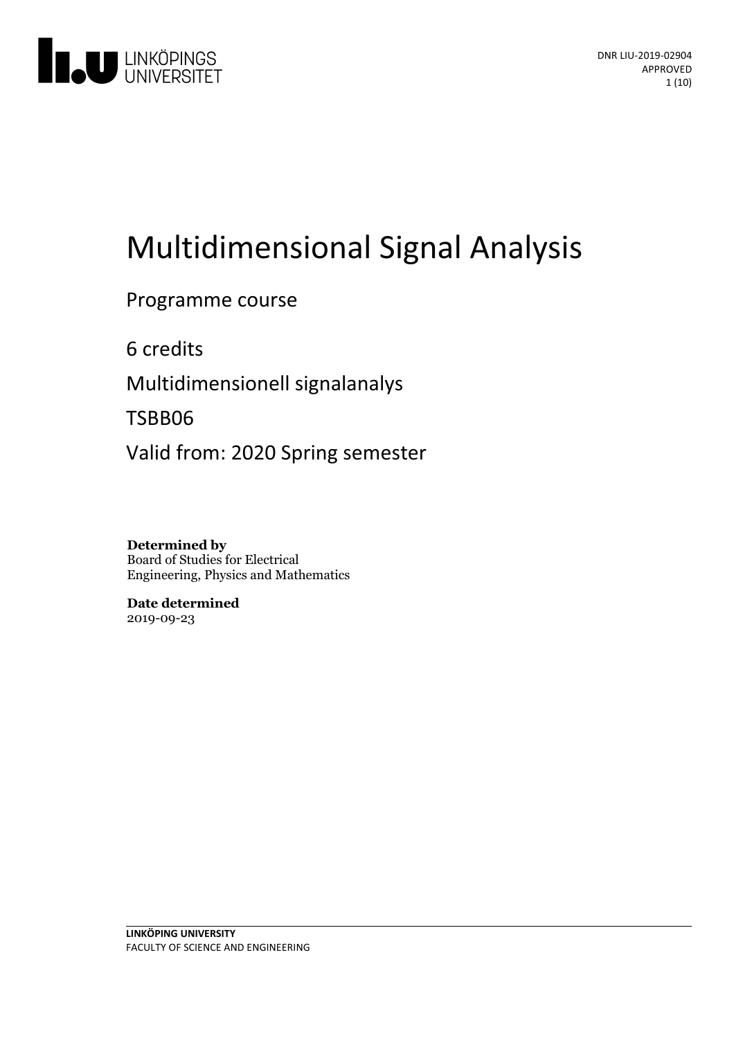DNR LIU-2019-02904
APPROVED

# Multidimensional Signal Analysis

Programme course

6 credits

Multidimensionell signalanalys

TSBB06

Valid from: 2020 Spring semester

**Determined by**
Board of Studies for Electrical Engineering, Physics and Mathematics

**Date determined**
2019-09-23

**LINKÖPING UNIVERSITY**
FACULTY OF SCIENCE AND ENGINEERING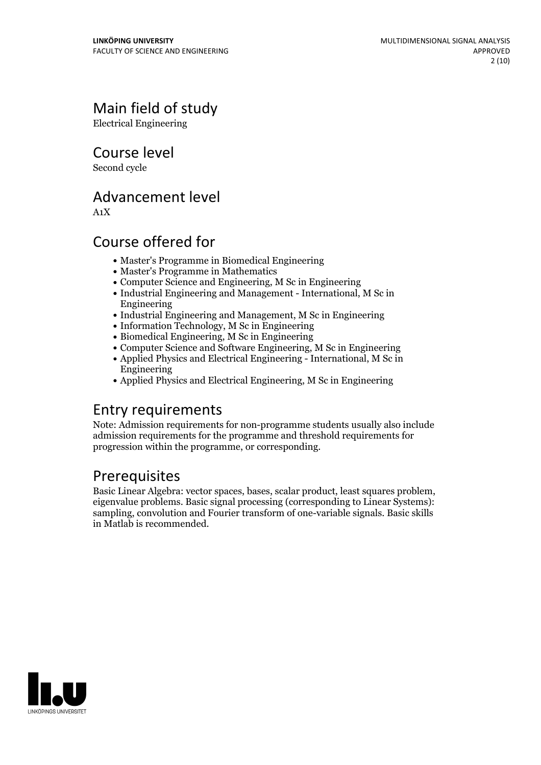## Main field of study

Electrical Engineering

## Course level

Second cycle

## Advancement level

A1X

## Course offered for

- Master's Programme in Biomedical Engineering
- Master's Programme in Mathematics
- Computer Science and Engineering, M Sc in Engineering
- Industrial Engineering and Management - International, M Sc in Engineering
- Industrial Engineering and Management, M Sc in Engineering
- Information Technology, M Sc in Engineering
- Biomedical Engineering, M Sc in Engineering
- Computer Science and Software Engineering, M Sc in Engineering
- Applied Physics and Electrical Engineering - International, M Sc in Engineering
- Applied Physics and Electrical Engineering, M Sc in Engineering

## Entry requirements

Note: Admission requirements for non-programme students usually also include admission requirements for the programme and threshold requirements for progression within the programme, or corresponding.

## Prerequisites

Basic Linear Algebra: vector spaces, bases, scalar product, least squares problem, eigenvalue problems. Basic signal processing (corresponding to Linear Systems): sampling, convolution and Fourier transform of one-variable signals. Basic skills in Matlab is recommended.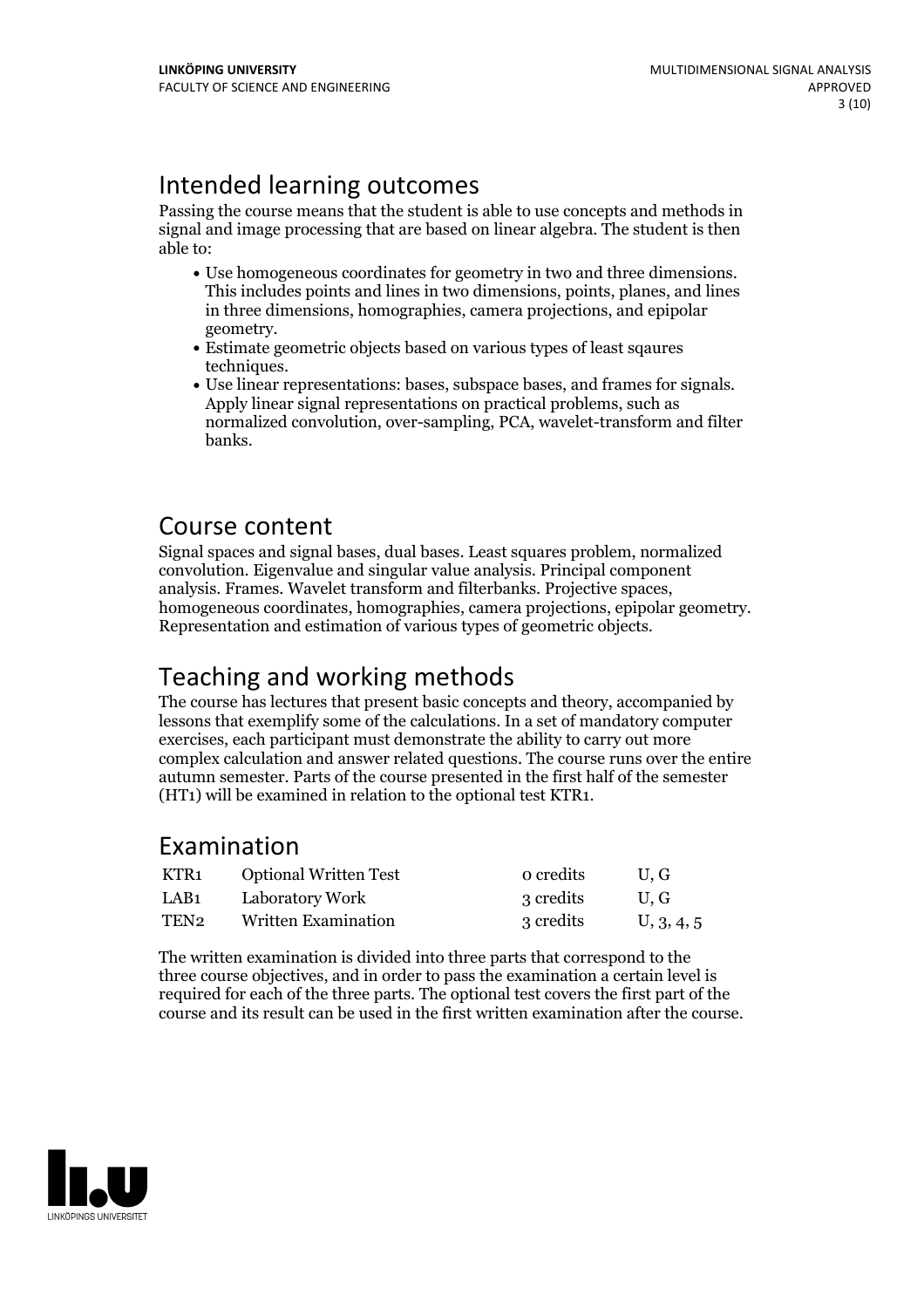## Intended learning outcomes

Passing the course means that the student is able to use concepts and methods in signal and image processing that are based on linear algebra. The student is then able to:

- Use homogeneous coordinates for geometry in two and three dimensions. This includes points and lines in two dimensions, points, planes, and lines in three dimensions, homographies, camera projections, and epipolar geometry.
- Estimate geometric objects based on various types of least sqaures techniques.
- Use linear representations: bases, subspace bases, and frames for signals. Apply linear signal representations on practical problems, such as normalized convolution, over-sampling, PCA, wavelet-transform and filter banks.

## Course content

Signal spaces and signal bases, dual bases. Least squares problem, normalized convolution. Eigenvalue and singular value analysis. Principal component analysis. Frames. Wavelet transform and filterbanks. Projective spaces, homogeneous coordinates, homographies, camera projections, epipolar geometry. Representation and estimation of various types of geometric objects.

## Teaching and working methods

The course has lectures that present basic concepts and theory, accompanied by lessons that exemplify some of the calculations. In a set of mandatory computer exercises, each participant must demonstrate the ability to carry out more complex calculation and answer related questions. The course runs over the entire autumn semester. Parts of the course presented in the first half of the semester (HT1) will be examined in relation to the optional test KTR1.

## Examination

| | | | |
|---|---|---|---|
| KTR1 | Optional Written Test | 0 credits | U, G |
| LAB1 | Laboratory Work | 3 credits | U, G |
| TEN2 | Written Examination | 3 credits | U, 3, 4, 5 |

The written examination is divided into three parts that correspond to the three course objectives, and in order to pass the examination a certain level is required for each of the three parts. The optional test covers the first part of the course and its result can be used in the first written examination after the course.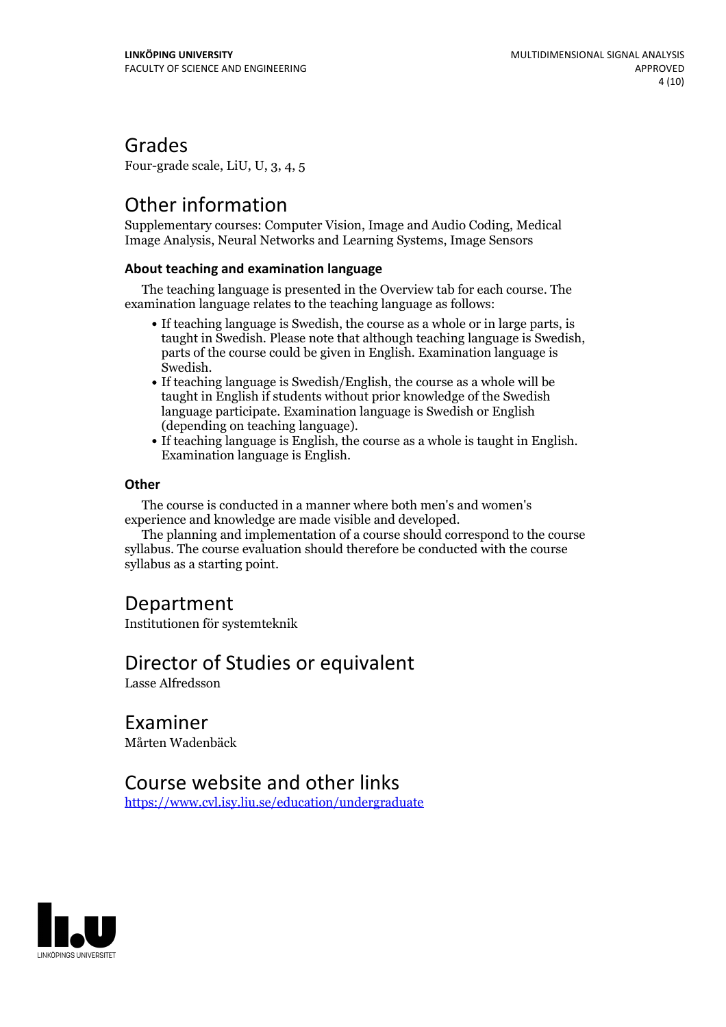## Grades

Four-grade scale, LiU, U, 3, 4, 5

## Other information

Supplementary courses: Computer Vision, Image and Audio Coding, Medical Image Analysis, Neural Networks and Learning Systems, Image Sensors

### About teaching and examination language

The teaching language is presented in the Overview tab for each course. The examination language relates to the teaching language as follows:

- If teaching language is Swedish, the course as a whole or in large parts, is taught in Swedish. Please note that although teaching language is Swedish, parts of the course could be given in English. Examination language is Swedish.
- If teaching language is Swedish/English, the course as a whole will be taught in English if students without prior knowledge of the Swedish language participate. Examination language is Swedish or English (depending on teaching language).
- If teaching language is English, the course as a whole is taught in English. Examination language is English.

### Other

The course is conducted in a manner where both men's and women's experience and knowledge are made visible and developed.

The planning and implementation of a course should correspond to the course syllabus. The course evaluation should therefore be conducted with the course syllabus as a starting point.

## Department

Institutionen för systemteknik

## Director of Studies or equivalent

Lasse Alfredsson

## Examiner

Mårten Wadenbäck

## Course website and other links

https://www.cvl.isy.liu.se/education/undergraduate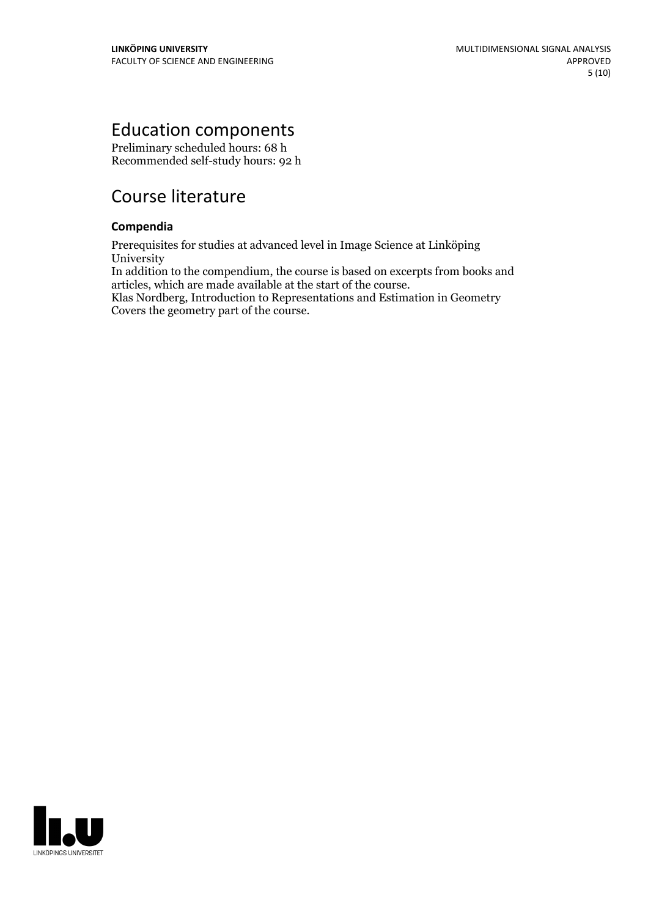## Education components

Preliminary scheduled hours: 68 h
Recommended self-study hours: 92 h

## Course literature

### Compendia

Prerequisites for studies at advanced level in Image Science at Linköping University
In addition to the compendium, the course is based on excerpts from books and articles, which are made available at the start of the course.
Klas Nordberg, Introduction to Representations and Estimation in Geometry
Covers the geometry part of the course.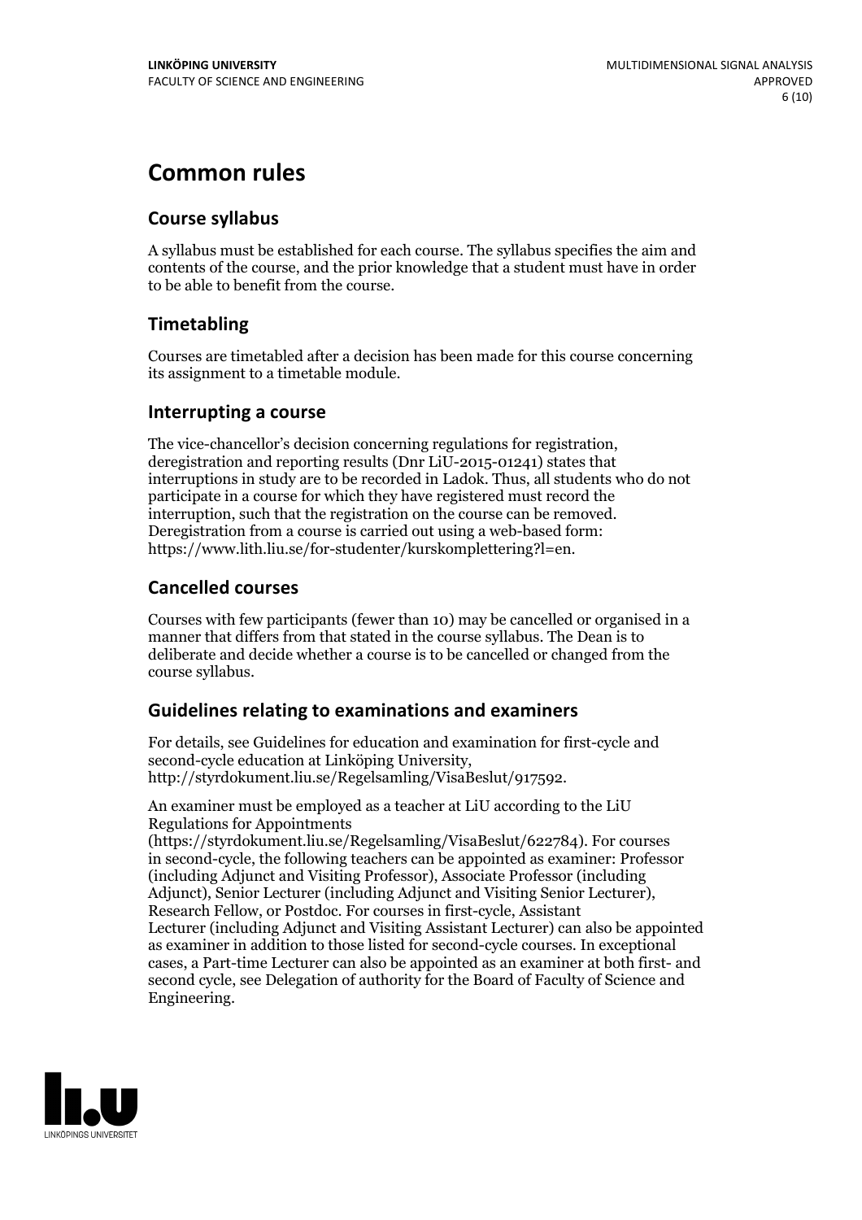# Common rules

## Course syllabus

A syllabus must be established for each course. The syllabus specifies the aim and contents of the course, and the prior knowledge that a student must have in order to be able to benefit from the course.

## Timetabling

Courses are timetabled after a decision has been made for this course concerning its assignment to a timetable module.

## Interrupting a course

The vice-chancellor's decision concerning regulations for registration, deregistration and reporting results (Dnr LiU-2015-01241) states that interruptions in study are to be recorded in Ladok. Thus, all students who do not participate in a course for which they have registered must record the interruption, such that the registration on the course can be removed. Deregistration from a course is carried out using a web-based form: https://www.lith.liu.se/for-studenter/kurskomplettering?l=en.

## Cancelled courses

Courses with few participants (fewer than 10) may be cancelled or organised in a manner that differs from that stated in the course syllabus. The Dean is to deliberate and decide whether a course is to be cancelled or changed from the course syllabus.

## Guidelines relating to examinations and examiners

For details, see Guidelines for education and examination for first-cycle and second-cycle education at Linköping University, http://styrdokument.liu.se/Regelsamling/VisaBeslut/917592.

An examiner must be employed as a teacher at LiU according to the LiU Regulations for Appointments (https://styrdokument.liu.se/Regelsamling/VisaBeslut/622784). For courses in second-cycle, the following teachers can be appointed as examiner: Professor (including Adjunct and Visiting Professor), Associate Professor (including Adjunct), Senior Lecturer (including Adjunct and Visiting Senior Lecturer), Research Fellow, or Postdoc. For courses in first-cycle, Assistant Lecturer (including Adjunct and Visiting Assistant Lecturer) can also be appointed as examiner in addition to those listed for second-cycle courses. In exceptional cases, a Part-time Lecturer can also be appointed as an examiner at both first- and second cycle, see Delegation of authority for the Board of Faculty of Science and Engineering.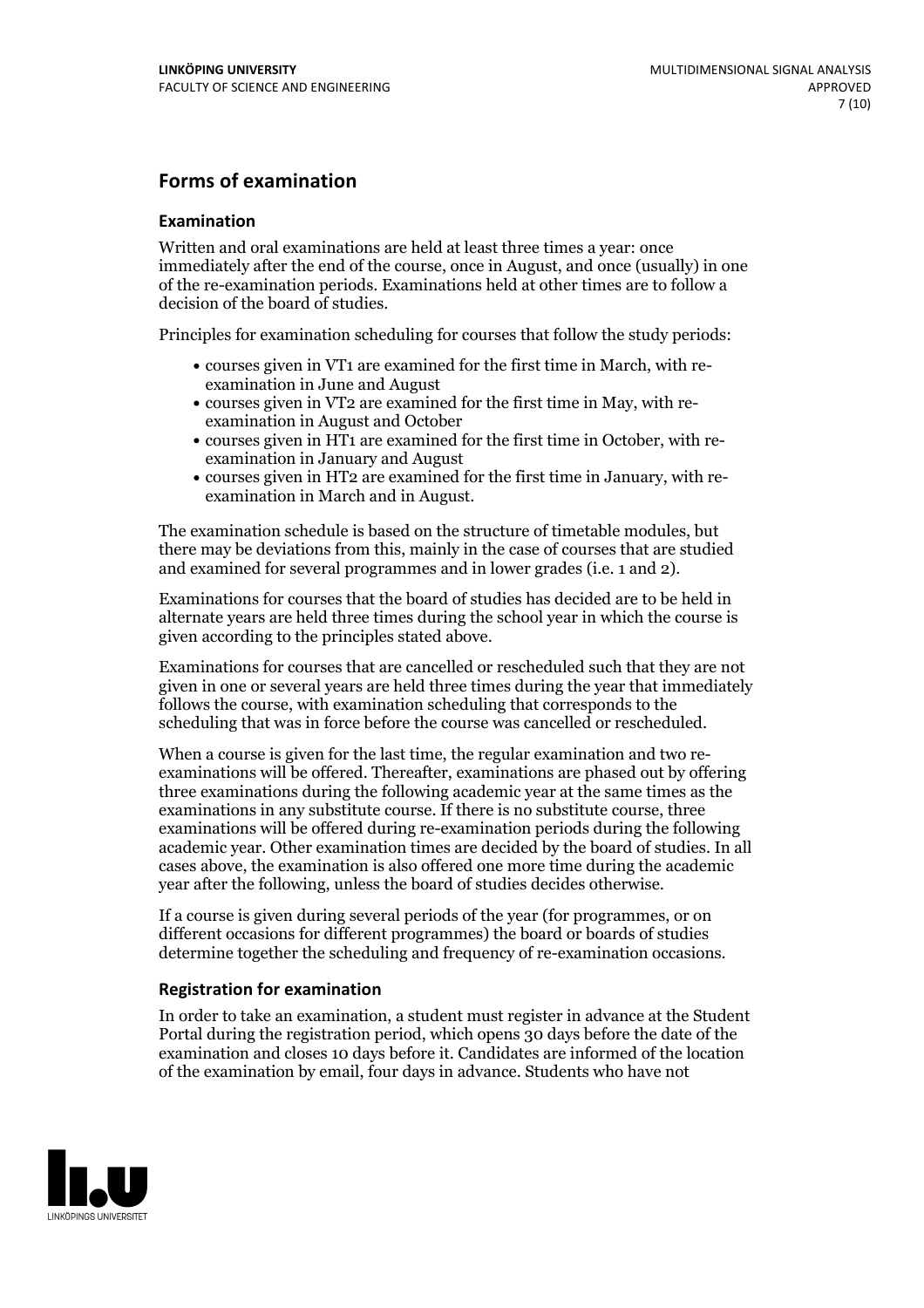## Forms of examination

### Examination

Written and oral examinations are held at least three times a year: once immediately after the end of the course, once in August, and once (usually) in one of the re-examination periods. Examinations held at other times are to follow a decision of the board of studies.

Principles for examination scheduling for courses that follow the study periods:

- courses given in VT1 are examined for the first time in March, with re-examination in June and August
- courses given in VT2 are examined for the first time in May, with re-examination in August and October
- courses given in HT1 are examined for the first time in October, with re-examination in January and August
- courses given in HT2 are examined for the first time in January, with re-examination in March and in August.

The examination schedule is based on the structure of timetable modules, but there may be deviations from this, mainly in the case of courses that are studied and examined for several programmes and in lower grades (i.e. 1 and 2).

Examinations for courses that the board of studies has decided are to be held in alternate years are held three times during the school year in which the course is given according to the principles stated above.

Examinations for courses that are cancelled or rescheduled such that they are not given in one or several years are held three times during the year that immediately follows the course, with examination scheduling that corresponds to the scheduling that was in force before the course was cancelled or rescheduled.

When a course is given for the last time, the regular examination and two re-examinations will be offered. Thereafter, examinations are phased out by offering three examinations during the following academic year at the same times as the examinations in any substitute course. If there is no substitute course, three examinations will be offered during re-examination periods during the following academic year. Other examination times are decided by the board of studies. In all cases above, the examination is also offered one more time during the academic year after the following, unless the board of studies decides otherwise.

If a course is given during several periods of the year (for programmes, or on different occasions for different programmes) the board or boards of studies determine together the scheduling and frequency of re-examination occasions.

### Registration for examination

In order to take an examination, a student must register in advance at the Student Portal during the registration period, which opens 30 days before the date of the examination and closes 10 days before it. Candidates are informed of the location of the examination by email, four days in advance. Students who have not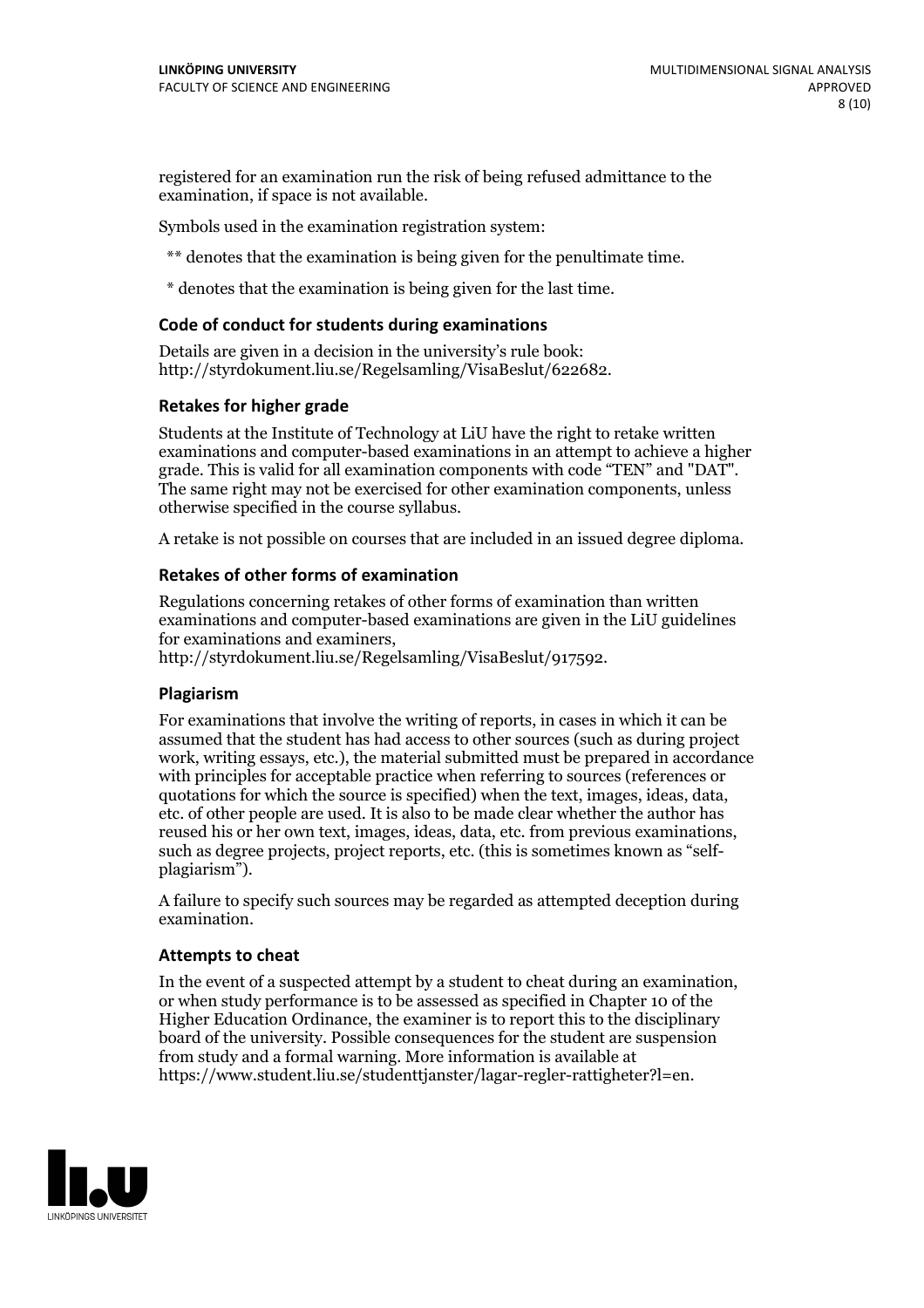registered for an examination run the risk of being refused admittance to the examination, if space is not available.

Symbols used in the examination registration system:

** denotes that the examination is being given for the penultimate time.

* denotes that the examination is being given for the last time.

### Code of conduct for students during examinations

Details are given in a decision in the university's rule book: http://styrdokument.liu.se/Regelsamling/VisaBeslut/622682.

### Retakes for higher grade

Students at the Institute of Technology at LiU have the right to retake written examinations and computer-based examinations in an attempt to achieve a higher grade. This is valid for all examination components with code "TEN" and "DAT". The same right may not be exercised for other examination components, unless otherwise specified in the course syllabus.

A retake is not possible on courses that are included in an issued degree diploma.

### Retakes of other forms of examination

Regulations concerning retakes of other forms of examination than written examinations and computer-based examinations are given in the LiU guidelines for examinations and examiners, http://styrdokument.liu.se/Regelsamling/VisaBeslut/917592.

### Plagiarism

For examinations that involve the writing of reports, in cases in which it can be assumed that the student has had access to other sources (such as during project work, writing essays, etc.), the material submitted must be prepared in accordance with principles for acceptable practice when referring to sources (references or quotations for which the source is specified) when the text, images, ideas, data, etc. of other people are used. It is also to be made clear whether the author has reused his or her own text, images, ideas, data, etc. from previous examinations, such as degree projects, project reports, etc. (this is sometimes known as "self-plagiarism").

A failure to specify such sources may be regarded as attempted deception during examination.

### Attempts to cheat

In the event of a suspected attempt by a student to cheat during an examination, or when study performance is to be assessed as specified in Chapter 10 of the Higher Education Ordinance, the examiner is to report this to the disciplinary board of the university. Possible consequences for the student are suspension from study and a formal warning. More information is available at https://www.student.liu.se/studenttjanster/lagar-regler-rattigheter?l=en.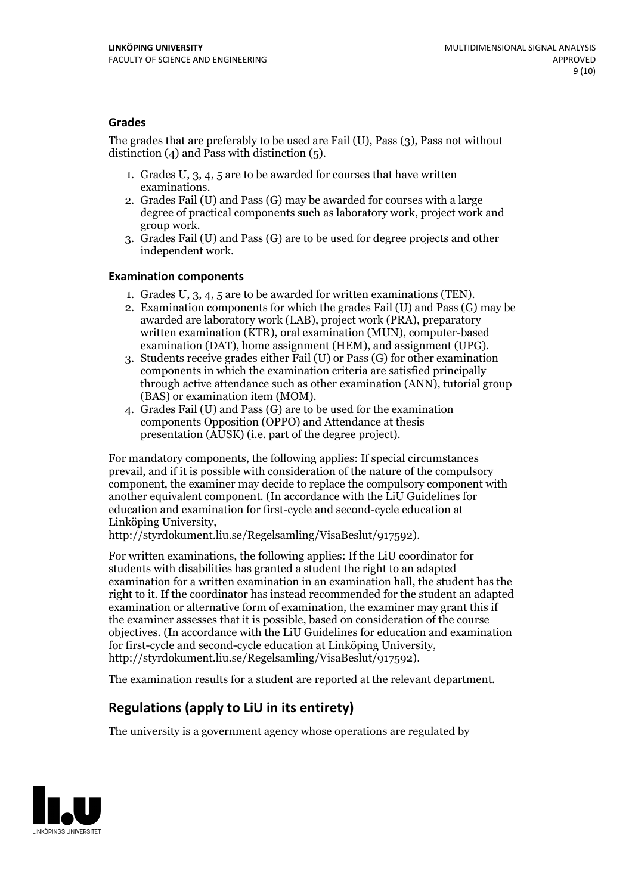### Grades

The grades that are preferably to be used are Fail (U), Pass (3), Pass not without distinction (4) and Pass with distinction (5).

1. Grades U, 3, 4, 5 are to be awarded for courses that have written examinations.
2. Grades Fail (U) and Pass (G) may be awarded for courses with a large degree of practical components such as laboratory work, project work and group work.
3. Grades Fail (U) and Pass (G) are to be used for degree projects and other independent work.

### Examination components

1. Grades U, 3, 4, 5 are to be awarded for written examinations (TEN).
2. Examination components for which the grades Fail (U) and Pass (G) may be awarded are laboratory work (LAB), project work (PRA), preparatory written examination (KTR), oral examination (MUN), computer-based examination (DAT), home assignment (HEM), and assignment (UPG).
3. Students receive grades either Fail (U) or Pass (G) for other examination components in which the examination criteria are satisfied principally through active attendance such as other examination (ANN), tutorial group (BAS) or examination item (MOM).
4. Grades Fail (U) and Pass (G) are to be used for the examination components Opposition (OPPO) and Attendance at thesis presentation (AUSK) (i.e. part of the degree project).

For mandatory components, the following applies: If special circumstances prevail, and if it is possible with consideration of the nature of the compulsory component, the examiner may decide to replace the compulsory component with another equivalent component. (In accordance with the LiU Guidelines for education and examination for first-cycle and second-cycle education at Linköping University, http://styrdokument.liu.se/Regelsamling/VisaBeslut/917592).

For written examinations, the following applies: If the LiU coordinator for students with disabilities has granted a student the right to an adapted examination for a written examination in an examination hall, the student has the right to it. If the coordinator has instead recommended for the student an adapted examination or alternative form of examination, the examiner may grant this if the examiner assesses that it is possible, based on consideration of the course objectives. (In accordance with the LiU Guidelines for education and examination for first-cycle and second-cycle education at Linköping University, http://styrdokument.liu.se/Regelsamling/VisaBeslut/917592).

The examination results for a student are reported at the relevant department.

## Regulations (apply to LiU in its entirety)

The university is a government agency whose operations are regulated by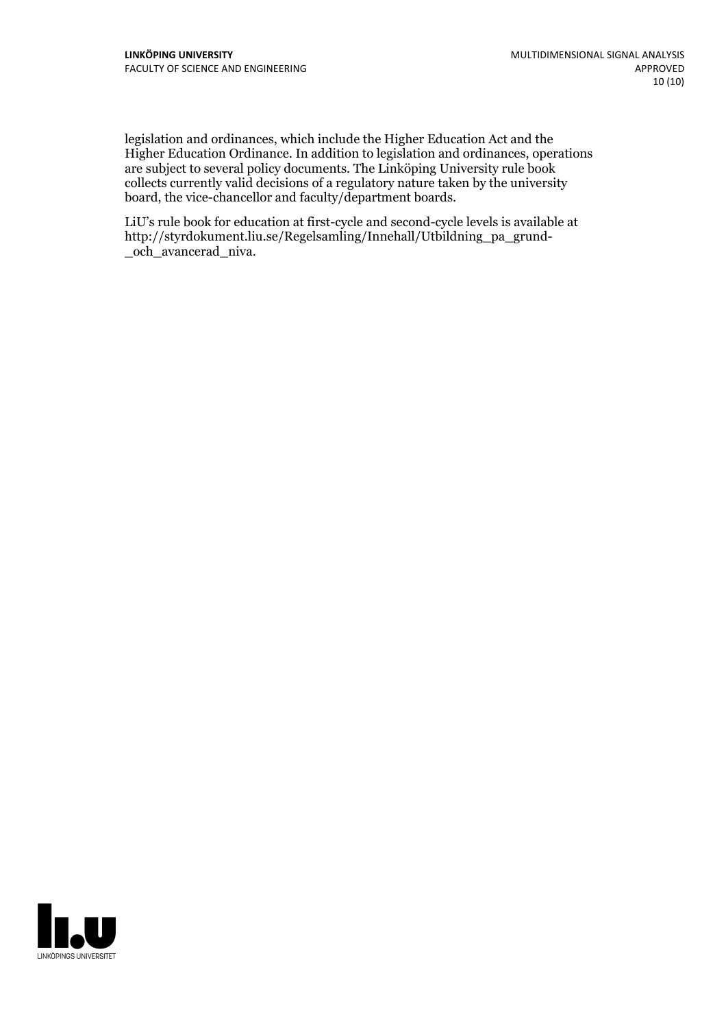legislation and ordinances, which include the Higher Education Act and the Higher Education Ordinance. In addition to legislation and ordinances, operations are subject to several policy documents. The Linköping University rule book collects currently valid decisions of a regulatory nature taken by the university board, the vice-chancellor and faculty/department boards.

LiU's rule book for education at first-cycle and second-cycle levels is available at http://styrdokument.liu.se/Regelsamling/Innehall/Utbildning_pa_grund-_och_avancerad_niva.